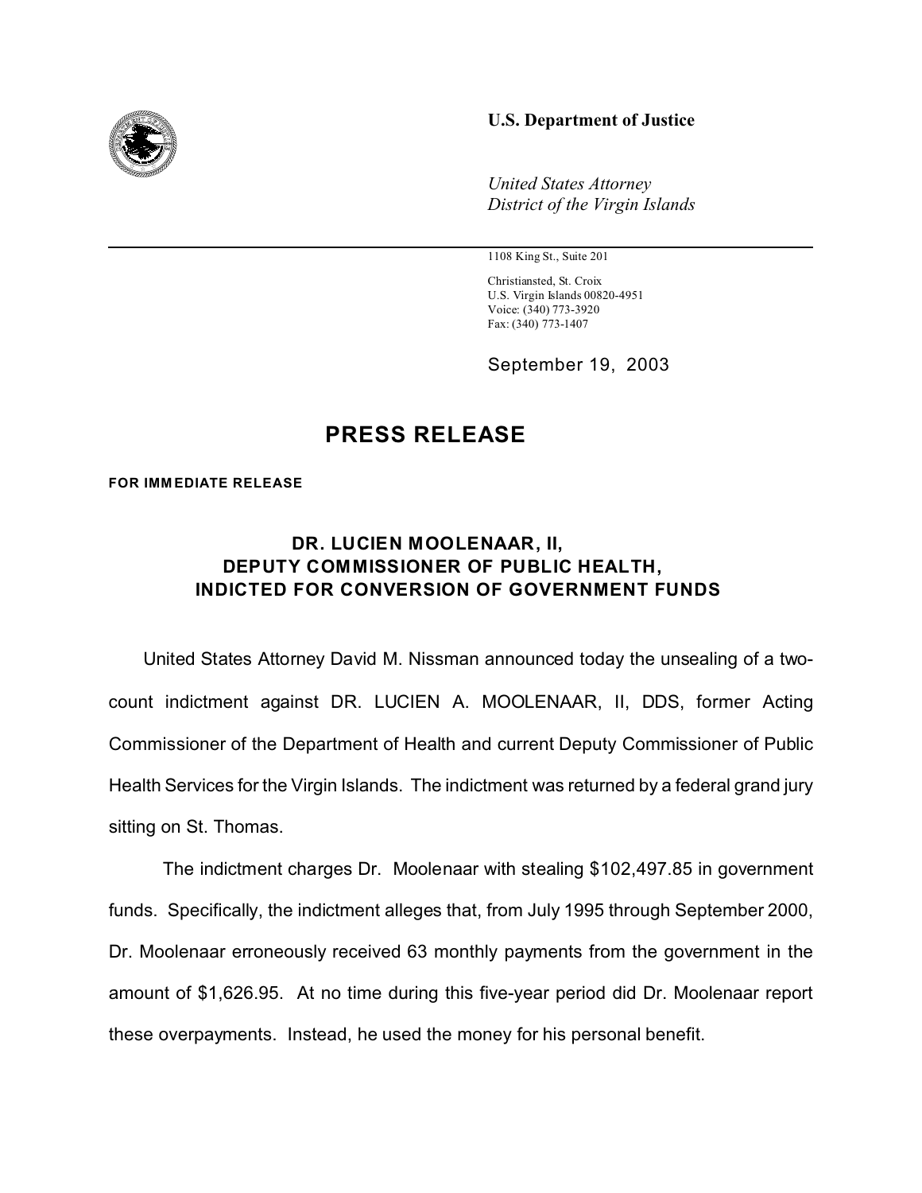**U.S. Department of Justice**

*United States Attorney*
*District of the Virgin Islands*

1108 King St., Suite 201

Christiansted, St. Croix
U.S. Virgin Islands 00820-4951
Voice: (340) 773-3920
Fax: (340) 773-1407

September 19, 2003

# PRESS RELEASE

**FOR IMMEDIATE RELEASE**

## DR. LUCIEN MOOLENAAR, II, DEPUTY COMMISSIONER OF PUBLIC HEALTH, INDICTED FOR CONVERSION OF GOVERNMENT FUNDS

United States Attorney David M. Nissman announced today the unsealing of a two-count indictment against DR. LUCIEN A. MOOLENAAR, II, DDS, former Acting Commissioner of the Department of Health and current Deputy Commissioner of Public Health Services for the Virgin Islands. The indictment was returned by a federal grand jury sitting on St. Thomas.

The indictment charges Dr. Moolenaar with stealing $102,497.85 in government funds. Specifically, the indictment alleges that, from July 1995 through September 2000, Dr. Moolenaar erroneously received 63 monthly payments from the government in the amount of $1,626.95. At no time during this five-year period did Dr. Moolenaar report these overpayments. Instead, he used the money for his personal benefit.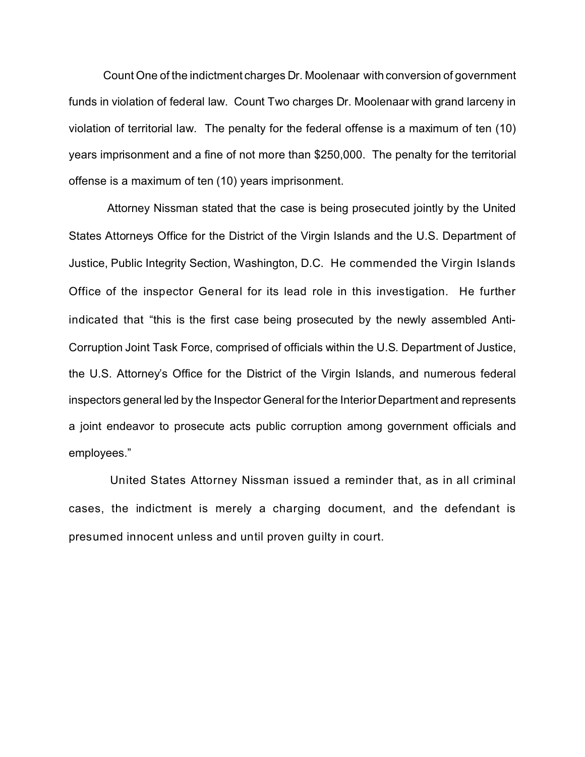Count One of the indictment charges Dr. Moolenaar with conversion of government funds in violation of federal law. Count Two charges Dr. Moolenaar with grand larceny in violation of territorial law. The penalty for the federal offense is a maximum of ten (10) years imprisonment and a fine of not more than $250,000. The penalty for the territorial offense is a maximum of ten (10) years imprisonment.

Attorney Nissman stated that the case is being prosecuted jointly by the United States Attorneys Office for the District of the Virgin Islands and the U.S. Department of Justice, Public Integrity Section, Washington, D.C. He commended the Virgin Islands Office of the inspector General for its lead role in this investigation. He further indicated that "this is the first case being prosecuted by the newly assembled Anti-Corruption Joint Task Force, comprised of officials within the U.S. Department of Justice, the U.S. Attorney's Office for the District of the Virgin Islands, and numerous federal inspectors general led by the Inspector General for the Interior Department and represents a joint endeavor to prosecute acts public corruption among government officials and employees."

United States Attorney Nissman issued a reminder that, as in all criminal cases, the indictment is merely a charging document, and the defendant is presumed innocent unless and until proven guilty in court.